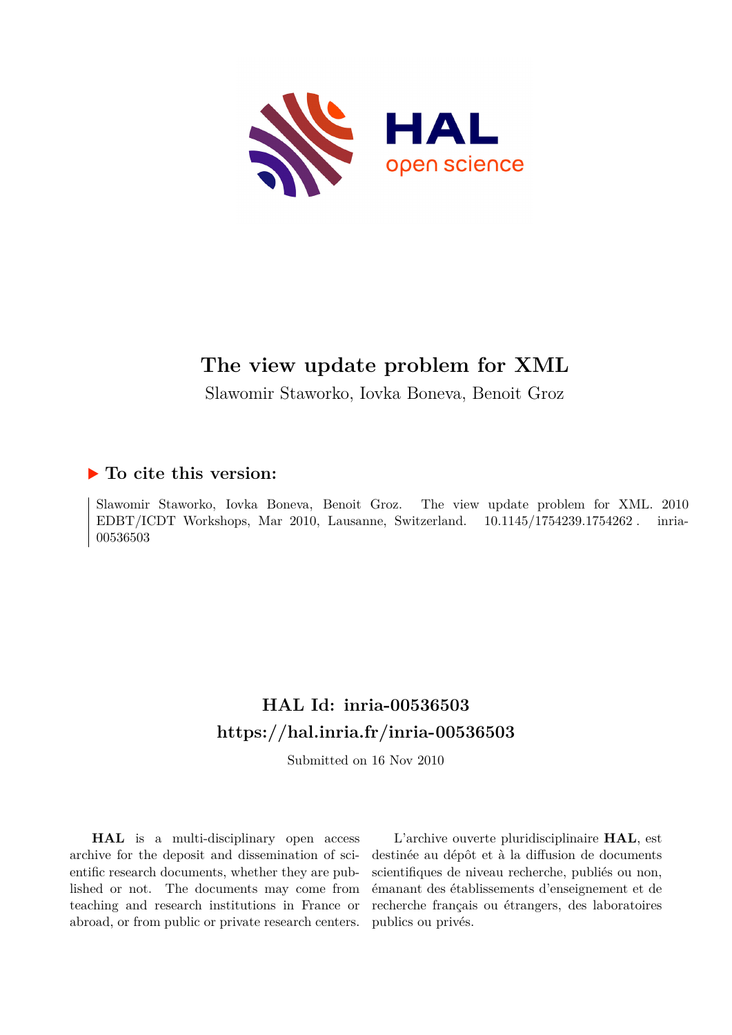# The view update problem for XML

Slawomir Staworko, Iovka Boneva, Benoit Groz

## ▶ To cite this version:

Slawomir Staworko, Iovka Boneva, Benoit Groz. The view update problem for XML. 2010 EDBT/ICDT Workshops, Mar 2010, Lausanne, Switzerland. 10.1145/1754239.1754262 . inria-00536503

## HAL Id: inria-00536503

## https://hal.inria.fr/inria-00536503

Submitted on 16 Nov 2010

**HAL** is a multi-disciplinary open access archive for the deposit and dissemination of scientific research documents, whether they are published or not. The documents may come from teaching and research institutions in France or abroad, or from public or private research centers.

L'archive ouverte pluridisciplinaire **HAL**, est destinée au dépôt et à la diffusion de documents scientifiques de niveau recherche, publiés ou non, émanant des établissements d'enseignement et de recherche français ou étrangers, des laboratoires publics ou privés.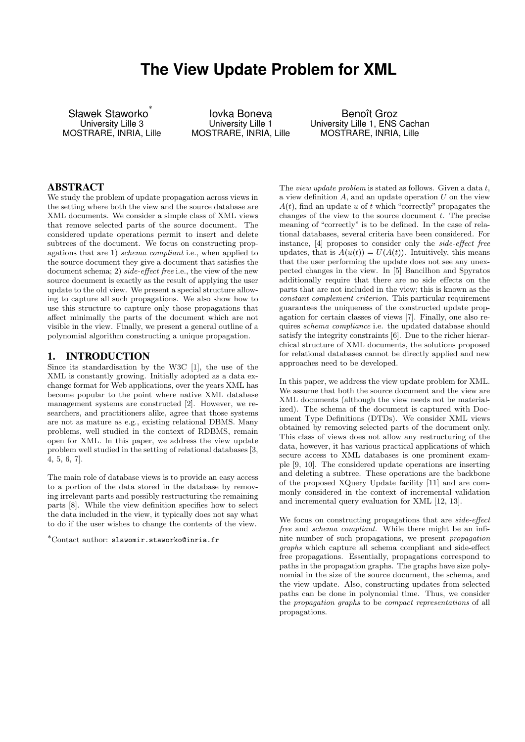# The View Update Problem for XML

Sławek Staworko[*]
University Lille 3
MOSTRARE, INRIA, Lille

Iovka Boneva
University Lille 1
MOSTRARE, INRIA, Lille

Benoît Groz
University Lille 1, ENS Cachan
MOSTRARE, INRIA, Lille

## ABSTRACT

We study the problem of update propagation across views in the setting where both the view and the source database are XML documents. We consider a simple class of XML views that remove selected parts of the source document. The considered update operations permit to insert and delete subtrees of the document. We focus on constructing propagations that are 1) *schema compliant* i.e., when applied to the source document they give a document that satisfies the document schema; 2) *side-effect free* i.e., the view of the new source document is exactly as the result of applying the user update to the old view. We present a special structure allowing to capture all such propagations. We also show how to use this structure to capture only those propagations that affect minimally the parts of the document which are not visible in the view. Finally, we present a general outline of a polynomial algorithm constructing a unique propagation.

## 1. INTRODUCTION

Since its standardisation by the W3C [1], the use of the XML is constantly growing. Initially adopted as a data exchange format for Web applications, over the years XML has become popular to the point where native XML database management systems are constructed [2]. However, we researchers, and practitioners alike, agree that those systems are not as mature as e.g., existing relational DBMS. Many problems, well studied in the context of RDBMS, remain open for XML. In this paper, we address the view update problem well studied in the setting of relational databases [3, 4, 5, 6, 7].

The main role of database views is to provide an easy access to a portion of the data stored in the database by removing irrelevant parts and possibly restructuring the remaining parts [8]. While the view definition specifies how to select the data included in the view, it typically does not say what to do if the user wishes to change the contents of the view.

The *view update problem* is stated as follows. Given a data $t$, a view definition $A$, and an update operation $U$ on the view $A(t)$, find an update $u$ of $t$ which "correctly" propagates the changes of the view to the source document $t$. The precise meaning of "correctly" is to be defined. In the case of relational databases, several criteria have been considered. For instance, [4] proposes to consider only the *side-effect free* updates, that is $A(u(t)) = U(A(t))$. Intuitively, this means that the user performing the update does not see any unexpected changes in the view. In [5] Bancilhon and Spyratos additionally require that there are no side effects on the parts that are not included in the view; this is known as the *constant complement criterion*. This particular requirement guarantees the uniqueness of the constructed update propagation for certain classes of views [7]. Finally, one also requires *schema compliance* i.e. the updated database should satisfy the integrity constraints [6]. Due to the richer hierarchical structure of XML documents, the solutions proposed for relational databases cannot be directly applied and new approaches need to be developed.

In this paper, we address the view update problem for XML. We assume that both the source document and the view are XML documents (although the view needs not be materialized). The schema of the document is captured with Document Type Definitions (DTDs). We consider XML views obtained by removing selected parts of the document only. This class of views does not allow any restructuring of the data, however, it has various practical applications of which secure access to XML databases is one prominent example [9, 10]. The considered update operations are inserting and deleting a subtree. These operations are the backbone of the proposed XQuery Update facility [11] and are commonly considered in the context of incremental validation and incremental query evaluation for XML [12, 13].

We focus on constructing propagations that are *side-effect free* and *schema compliant*. While there might be an infinite number of such propagations, we present *propagation graphs* which capture all schema compliant and side-effect free propagations. Essentially, propagations correspond to paths in the propagation graphs. The graphs have size polynomial in the size of the source document, the schema, and the view update. Also, constructing updates from selected paths can be done in polynomial time. Thus, we consider the *propagation graphs* to be *compact representations* of all propagations.

[*]Contact author: slawomir.staworko@inria.fr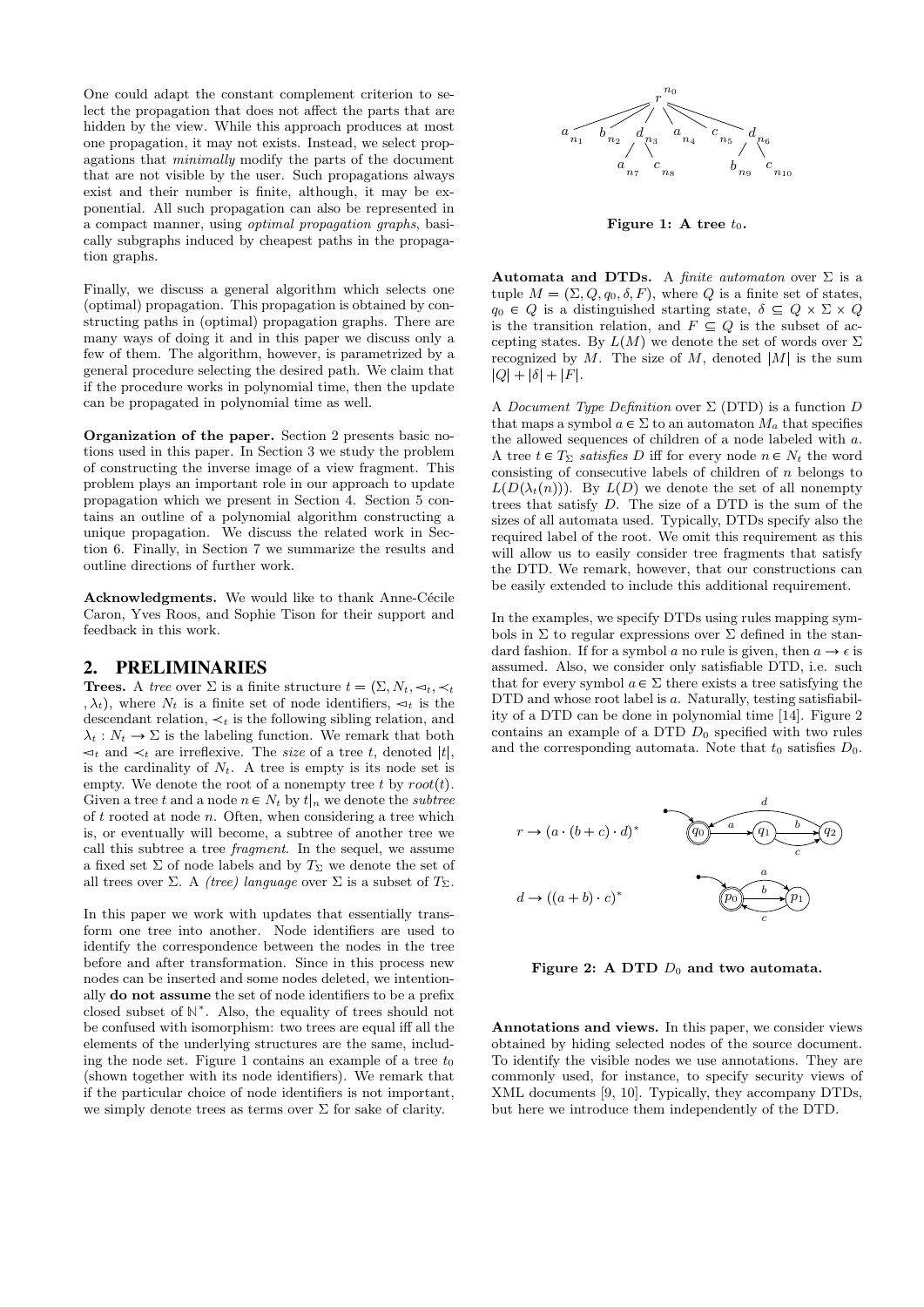One could adapt the constant complement criterion to select the propagation that does not affect the parts that are hidden by the view. While this approach produces at most one propagation, it may not exists. Instead, we select propagations that *minimally* modify the parts of the document that are not visible by the user. Such propagations always exist and their number is finite, although, it may be exponential. All such propagation can also be represented in a compact manner, using *optimal propagation graphs*, basically subgraphs induced by cheapest paths in the propagation graphs.

Finally, we discuss a general algorithm which selects one (optimal) propagation. This propagation is obtained by constructing paths in (optimal) propagation graphs. There are many ways of doing it and in this paper we discuss only a few of them. The algorithm, however, is parametrized by a general procedure selecting the desired path. We claim that if the procedure works in polynomial time, then the update can be propagated in polynomial time as well.

**Organization of the paper.** Section 2 presents basic notions used in this paper. In Section 3 we study the problem of constructing the inverse image of a view fragment. This problem plays an important role in our approach to update propagation which we present in Section 4. Section 5 contains an outline of a polynomial algorithm constructing a unique propagation. We discuss the related work in Section 6. Finally, in Section 7 we summarize the results and outline directions of further work.

**Acknowledgments.** We would like to thank Anne-Cécile Caron, Yves Roos, and Sophie Tison for their support and feedback in this work.

## 2. PRELIMINARIES

**Trees.** A *tree* over $\Sigma$ is a finite structure $t = (\Sigma, N_t, \lhd_t, \prec_t, \lambda_t)$, where $N_t$ is a finite set of node identifiers, $\lhd_t$ is the descendant relation, $\prec_t$ is the following sibling relation, and $\lambda_t : N_t \to \Sigma$ is the labeling function. We remark that both $\lhd_t$ and $\prec_t$ are irreflexive. The *size* of a tree $t$, denoted $|t|$, is the cardinality of $N_t$. A tree is empty is its node set is empty. We denote the root of a nonempty tree $t$ by $root(t)$. Given a tree $t$ and a node $n \in N_t$ by $t|_n$ we denote the *subtree* of $t$ rooted at node $n$. Often, when considering a tree which is, or eventually will become, a subtree of another tree we call this subtree a tree *fragment*. In the sequel, we assume a fixed set $\Sigma$ of node labels and by $T_\Sigma$ we denote the set of all trees over $\Sigma$. A *(tree) language* over $\Sigma$ is a subset of $T_\Sigma$.

In this paper we work with updates that essentially transform one tree into another. Node identifiers are used to identify the correspondence between the nodes in the tree before and after transformation. Since in this process new nodes can be inserted and some nodes deleted, we intentionally **do not assume** the set of node identifiers to be a prefix closed subset of $\mathbb{N}^*$. Also, the equality of trees should not be confused with isomorphism: two trees are equal iff all the elements of the underlying structures are the same, including the node set. Figure 1 contains an example of a tree $t_0$ (shown together with its node identifiers). We remark that if the particular choice of node identifiers is not important, we simply denote trees as terms over $\Sigma$ for sake of clarity.

**Figure 1: A tree $t_0$.**

**Automata and DTDs.** A *finite automaton* over $\Sigma$ is a tuple $M = (\Sigma, Q, q_0, \delta, F)$, where $Q$ is a finite set of states, $q_0 \in Q$ is a distinguished starting state, $\delta \subseteq Q \times \Sigma \times Q$ is the transition relation, and $F \subseteq Q$ is the subset of accepting states. By $L(M)$ we denote the set of words over $\Sigma$ recognized by $M$. The size of $M$, denoted $|M|$ is the sum $|Q| + |\delta| + |F|$.

A *Document Type Definition* over $\Sigma$ (DTD) is a function $D$ that maps a symbol $a \in \Sigma$ to an automaton $M_a$ that specifies the allowed sequences of children of a node labeled with $a$. A tree $t \in T_\Sigma$ *satisfies* $D$ iff for every node $n \in N_t$ the word consisting of consecutive labels of children of $n$ belongs to $L(D(\lambda_t(n)))$. By $L(D)$ we denote the set of all nonempty trees that satisfy $D$. The size of a DTD is the sum of the sizes of all automata used. Typically, DTDs specify also the required label of the root. We omit this requirement as this will allow us to easily consider tree fragments that satisfy the DTD. We remark, however, that our constructions can be easily extended to include this additional requirement.

In the examples, we specify DTDs using rules mapping symbols in $\Sigma$ to regular expressions over $\Sigma$ defined in the standard fashion. If for a symbol $a$ no rule is given, then $a \to \epsilon$ is assumed. Also, we consider only satisfiable DTD, i.e. such that for every symbol $a \in \Sigma$ there exists a tree satisfying the DTD and whose root label is $a$. Naturally, testing satisfiability of a DTD can be done in polynomial time [14]. Figure 2 contains an example of a DTD $D_0$ specified with two rules and the corresponding automata. Note that $t_0$ satisfies $D_0$.

$$r \to (a \cdot (b + c) \cdot d)^*$$

$$d \to ((a + b) \cdot c)^*$$

**Figure 2: A DTD $D_0$ and two automata.**

**Annotations and views.** In this paper, we consider views obtained by hiding selected nodes of the source document. To identify the visible nodes we use annotations. They are commonly used, for instance, to specify security views of XML documents [9, 10]. Typically, they accompany DTDs, but here we introduce them independently of the DTD.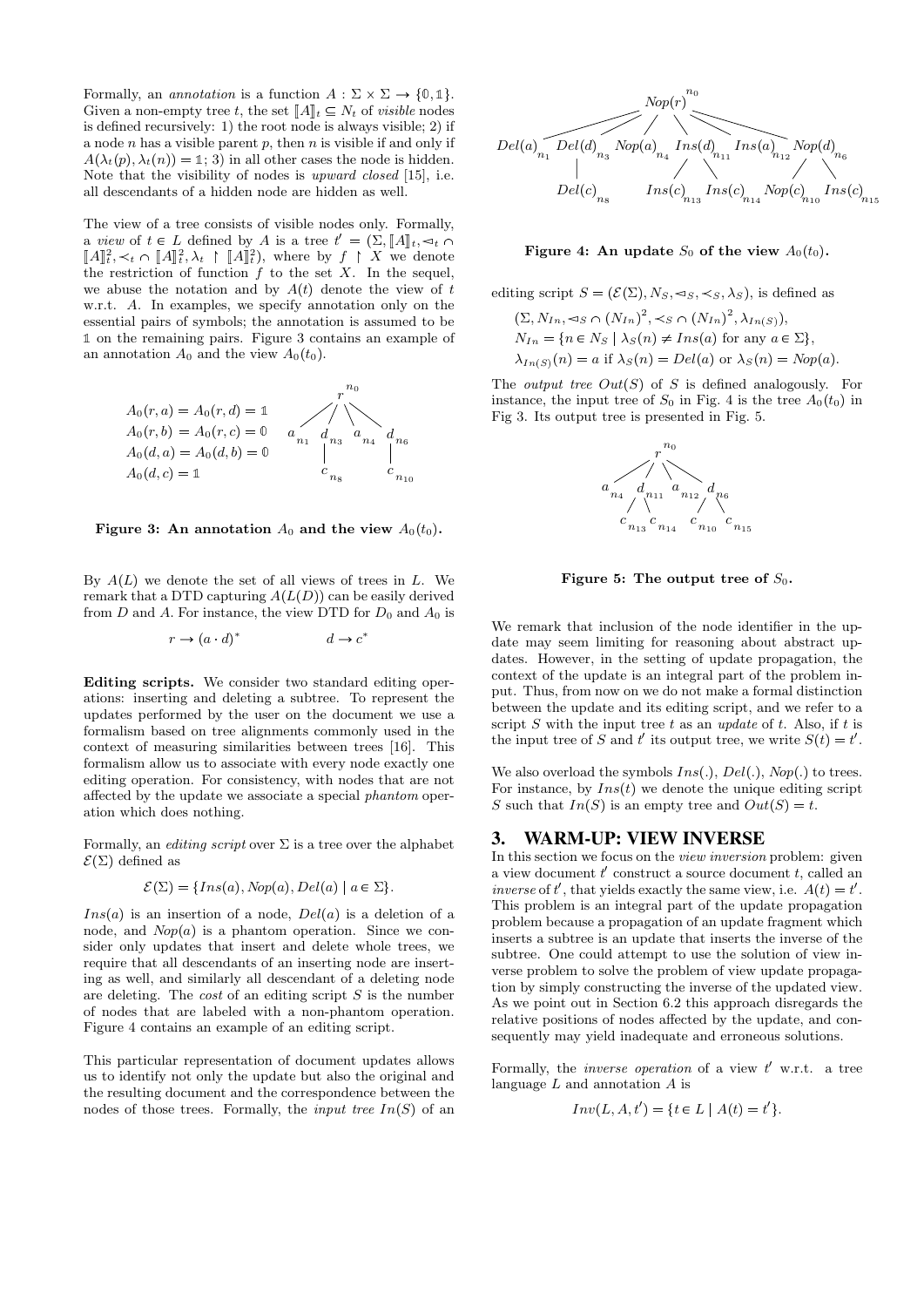Formally, an *annotation* is a function $A : \Sigma \times \Sigma \to \{\mathbb{0}, \mathbb{1}\}$. Given a non-empty tree $t$, the set $[\![A]\!]_t \subseteq N_t$ of *visible* nodes is defined recursively: 1) the root node is always visible; 2) if a node $n$ has a visible parent $p$, then $n$ is visible if and only if $A(\lambda_t(p), \lambda_t(n)) = \mathbb{1}$; 3) in all other cases the node is hidden. Note that the visibility of nodes is *upward closed* [15], i.e. all descendants of a hidden node are hidden as well.

The view of a tree consists of visible nodes only. Formally, a *view* of $t \in L$ defined by $A$ is a tree $t' = (\Sigma, [\![A]\!]_t, \lhd_t \cap [\![A]\!]_t^2, \prec_t \cap [\![A]\!]_t^2, \lambda_t \restriction [\![A]\!]_t^2)$, where by $f \restriction X$ we denote the restriction of function $f$ to the set $X$. In the sequel, we abuse the notation and by $A(t)$ denote the view of $t$ w.r.t. $A$. In examples, we specify annotation only on the essential pairs of symbols; the annotation is assumed to be $\mathbb{1}$ on the remaining pairs. Figure 3 contains an example of an annotation $A_0$ and the view $A_0(t_0)$.

$$A_0(r,a) = A_0(r,d) = \mathbb{1}$$
$$A_0(r,b) = A_0(r,c) = \mathbb{0}$$
$$A_0(d,a) = A_0(d,b) = \mathbb{0}$$
$$A_0(d,c) = \mathbb{1}$$

**Figure 3: An annotation $A_0$ and the view $A_0(t_0)$.**

By $A(L)$ we denote the set of all views of trees in $L$. We remark that a DTD capturing $A(L(D))$ can be easily derived from $D$ and $A$. For instance, the view DTD for $D_0$ and $A_0$ is

$$r \to (a \cdot d)^* \qquad\qquad d \to c^*$$

**Editing scripts.** We consider two standard editing operations: inserting and deleting a subtree. To represent the updates performed by the user on the document we use a formalism based on tree alignments commonly used in the context of measuring similarities between trees [16]. This formalism allow us to associate with every node exactly one editing operation. For consistency, with nodes that are not affected by the update we associate a special *phantom* operation which does nothing.

Formally, an *editing script* over $\Sigma$ is a tree over the alphabet $\mathcal{E}(\Sigma)$ defined as

$$\mathcal{E}(\Sigma) = \{Ins(a), Nop(a), Del(a) \mid a \in \Sigma\}.$$

$Ins(a)$ is an insertion of a node, $Del(a)$ is a deletion of a node, and $Nop(a)$ is a phantom operation. Since we consider only updates that insert and delete whole trees, we require that all descendants of an inserting node are inserting as well, and similarly all descendant of a deleting node are deleting. The *cost* of an editing script $S$ is the number of nodes that are labeled with a non-phantom operation. Figure 4 contains an example of an editing script.

This particular representation of document updates allows us to identify not only the update but also the original and the resulting document and the correspondence between the nodes of those trees. Formally, the *input tree* $In(S)$ of an

**Figure 4: An update $S_0$ of the view $A_0(t_0)$.**

editing script $S = (\mathcal{E}(\Sigma), N_S, \lhd_S, \prec_S, \lambda_S)$, is defined as

$$(\Sigma, N_{In}, \lhd_S \cap (N_{In})^2, \prec_S \cap (N_{In})^2, \lambda_{In(S)}),$$
$$N_{In} = \{n \in N_S \mid \lambda_S(n) \neq Ins(a) \text{ for any } a \in \Sigma\},$$
$$\lambda_{In(S)}(n) = a \text{ if } \lambda_S(n) = Del(a) \text{ or } \lambda_S(n) = Nop(a).$$

The *output tree* $Out(S)$ of $S$ is defined analogously. For instance, the input tree of $S_0$ in Fig. 4 is the tree $A_0(t_0)$ in Fig 3. Its output tree is presented in Fig. 5.

**Figure 5: The output tree of $S_0$.**

We remark that inclusion of the node identifier in the update may seem limiting for reasoning about abstract updates. However, in the setting of update propagation, the context of the update is an integral part of the problem input. Thus, from now on we do not make a formal distinction between the update and its editing script, and we refer to a script $S$ with the input tree $t$ as an *update* of $t$. Also, if $t$ is the input tree of $S$ and $t'$ its output tree, we write $S(t) = t'$.

We also overload the symbols $Ins(.)$, $Del(.)$, $Nop(.)$ to trees. For instance, by $Ins(t)$ we denote the unique editing script $S$ such that $In(S)$ is an empty tree and $Out(S) = t$.

## 3. WARM-UP: VIEW INVERSE

In this section we focus on the *view inversion* problem: given a view document $t'$ construct a source document $t$, called an *inverse* of $t'$, that yields exactly the same view, i.e. $A(t) = t'$. This problem is an integral part of the update propagation problem because a propagation of an update fragment which inserts a subtree is an update that inserts the inverse of the subtree. One could attempt to use the solution of view inverse problem to solve the problem of view update propagation by simply constructing the inverse of the updated view. As we point out in Section 6.2 this approach disregards the relative positions of nodes affected by the update, and consequently may yield inadequate and erroneous solutions.

Formally, the *inverse operation* of a view $t'$ w.r.t. a tree language $L$ and annotation $A$ is

$$Inv(L, A, t') = \{t \in L \mid A(t) = t'\}.$$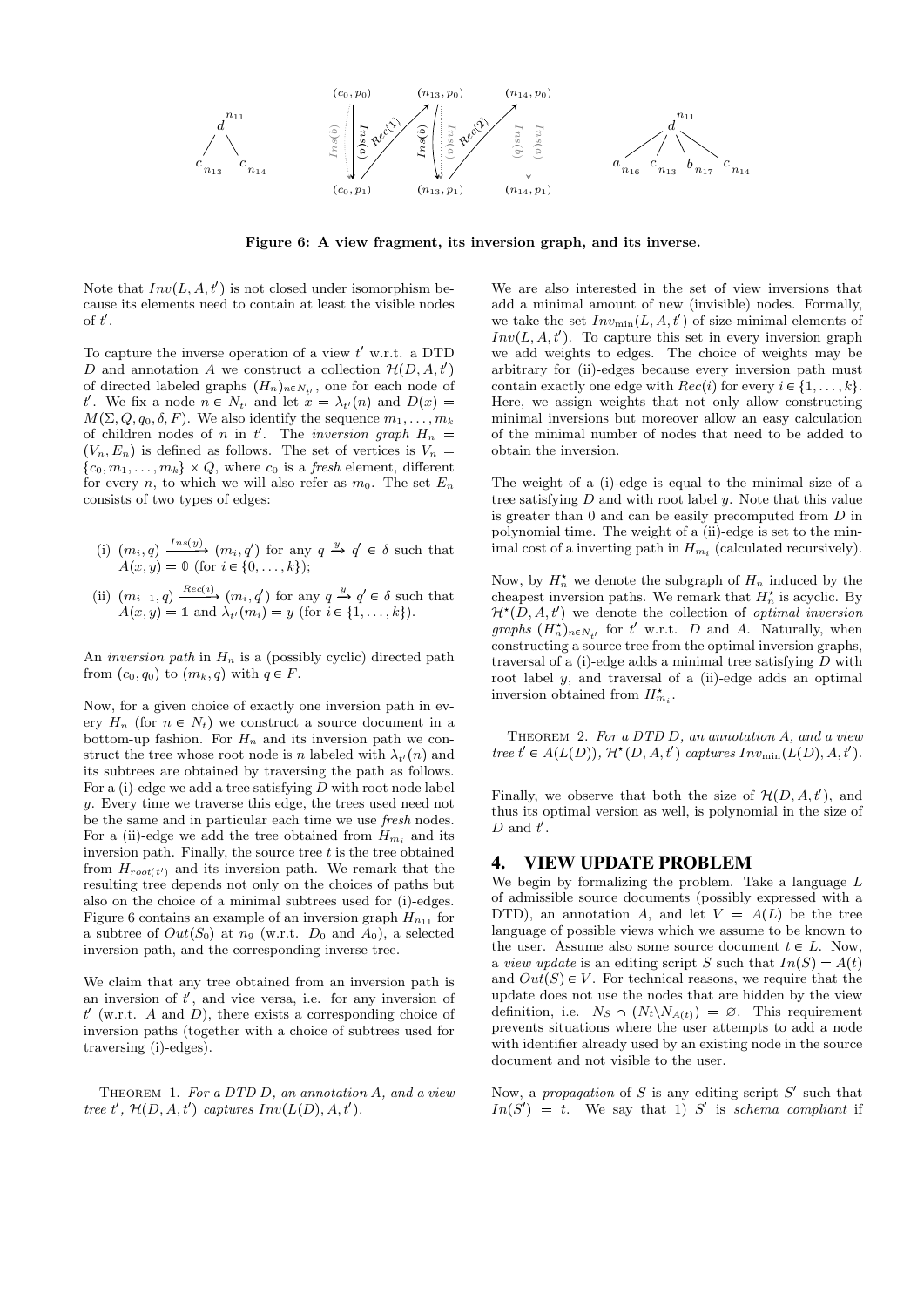**Figure 6: A view fragment, its inversion graph, and its inverse.**

Note that $Inv(L, A, t')$ is not closed under isomorphism because its elements need to contain at least the visible nodes of $t'$.

To capture the inverse operation of a view $t'$ w.r.t. a DTD $D$ and annotation $A$ we construct a collection $\mathcal{H}(D, A, t')$ of directed labeled graphs $(H_n)_{n \in N_{t'}}$, one for each node of $t'$. We fix a node $n \in N_{t'}$ and let $x = \lambda_{t'}(n)$ and $D(x) = M(\Sigma, Q, q_0, \delta, F)$. We also identify the sequence $m_1, \ldots, m_k$ of children nodes of $n$ in $t'$. The *inversion graph* $H_n = (V_n, E_n)$ is defined as follows. The set of vertices is $V_n = \{c_0, m_1, \ldots, m_k\} \times Q$, where $c_0$ is a *fresh* element, different for every $n$, to which we will also refer as $m_0$. The set $E_n$ consists of two types of edges:

(i) $(m_i, q) \xrightarrow{Ins(y)} (m_i, q')$ for any $q \xrightarrow{y} q' \in \delta$ such that $A(x, y) = \mathbb{0}$ (for $i \in \{0, \ldots, k\}$);

(ii) $(m_{i-1}, q) \xrightarrow{Rec(i)} (m_i, q')$ for any $q \xrightarrow{y} q' \in \delta$ such that $A(x, y) = \mathbb{1}$ and $\lambda_{t'}(m_i) = y$ (for $i \in \{1, \ldots, k\}$).

An *inversion path* in $H_n$ is a (possibly cyclic) directed path from $(c_0, q_0)$ to $(m_k, q)$ with $q \in F$.

Now, for a given choice of exactly one inversion path in every $H_n$ (for $n \in N_t$) we construct a source document in a bottom-up fashion. For $H_n$ and its inversion path we construct the tree whose root node is $n$ labeled with $\lambda_{t'}(n)$ and its subtrees are obtained by traversing the path as follows. For a (i)-edge we add a tree satisfying $D$ with root node label $y$. Every time we traverse this edge, the trees used need not be the same and in particular each time we use *fresh* nodes. For a (ii)-edge we add the tree obtained from $H_{m_i}$ and its inversion path. Finally, the source tree $t$ is the tree obtained from $H_{root(t')}$ and its inversion path. We remark that the resulting tree depends not only on the choice of paths but also on the choice of a minimal subtrees used for (i)-edges. Figure 6 contains an example of an inversion graph $H_{n_{11}}$ for a subtree of $Out(S_0)$ at $n_9$ (w.r.t. $D_0$ and $A_0$), a selected inversion path, and the corresponding inverse tree.

We claim that any tree obtained from an inversion path is an inversion of $t'$, and vice versa, i.e. for any inversion of $t'$ (w.r.t. $A$ and $D$), there exists a corresponding choice of inversion paths (together with a choice of subtrees used for traversing (i)-edges).

Theorem 1. *For a DTD $D$, an annotation $A$, and a view tree $t'$, $\mathcal{H}(D, A, t')$ captures $Inv(L(D), A, t')$.*

We are also interested in the set of view inversions that add a minimal amount of new (invisible) nodes. Formally, we take the set $Inv_{\min}(L, A, t')$ of size-minimal elements of $Inv(L, A, t')$. To capture this set in every inversion graph we add weights to edges. The choice of weights may be arbitrary for (ii)-edges because every inversion path must contain exactly one edge with $Rec(i)$ for every $i \in \{1, \ldots, k\}$. Here, we assign weights that not only allow constructing minimal inversions but moreover allow an easy calculation of the minimal number of nodes that need to be added to obtain the inversion.

The weight of a (i)-edge is equal to the minimal size of a tree satisfying $D$ and with root label $y$. Note that this value is greater than 0 and can be easily precomputed from $D$ in polynomial time. The weight of a (ii)-edge is set to the minimal cost of a inverting path in $H_{m_i}$ (calculated recursively).

Now, by $H_n^\star$ we denote the subgraph of $H_n$ induced by the cheapest inversion paths. We remark that $H_n^\star$ is acyclic. By $\mathcal{H}^\star(D, A, t')$ we denote the collection of *optimal inversion graphs* $(H_n^\star)_{n \in N_{t'}}$ for $t'$ w.r.t. $D$ and $A$. Naturally, when constructing a source tree from the optimal inversion graphs, traversal of a (i)-edge adds a minimal tree satisfying $D$ with root label $y$, and traversal of a (ii)-edge adds an optimal inversion obtained from $H_{m_i}^\star$.

Theorem 2. *For a DTD $D$, an annotation $A$, and a view tree $t' \in A(L(D))$, $\mathcal{H}^\star(D, A, t')$ captures $Inv_{\min}(L(D), A, t')$.*

Finally, we observe that both the size of $\mathcal{H}(D, A, t')$, and thus its optimal version as well, is polynomial in the size of $D$ and $t'$.

## 4. VIEW UPDATE PROBLEM

We begin by formalizing the problem. Take a language $L$ of admissible source documents (possibly expressed with a DTD), an annotation $A$, and let $V = A(L)$ be the tree language of possible views which we assume to be known to the user. Assume also some source document $t \in L$. Now, a *view update* is an editing script $S$ such that $In(S) = A(t)$ and $Out(S) \in V$. For technical reasons, we require that the update does not use the nodes that are hidden by the view definition, i.e. $N_S \cap (N_t \setminus N_{A(t)}) = \varnothing$. This requirement prevents situations where the user attempts to add a node with identifier already used by an existing node in the source document and not visible to the user.

Now, a *propagation* of $S$ is any editing script $S'$ such that $In(S') = t$. We say that 1) $S'$ is *schema compliant* if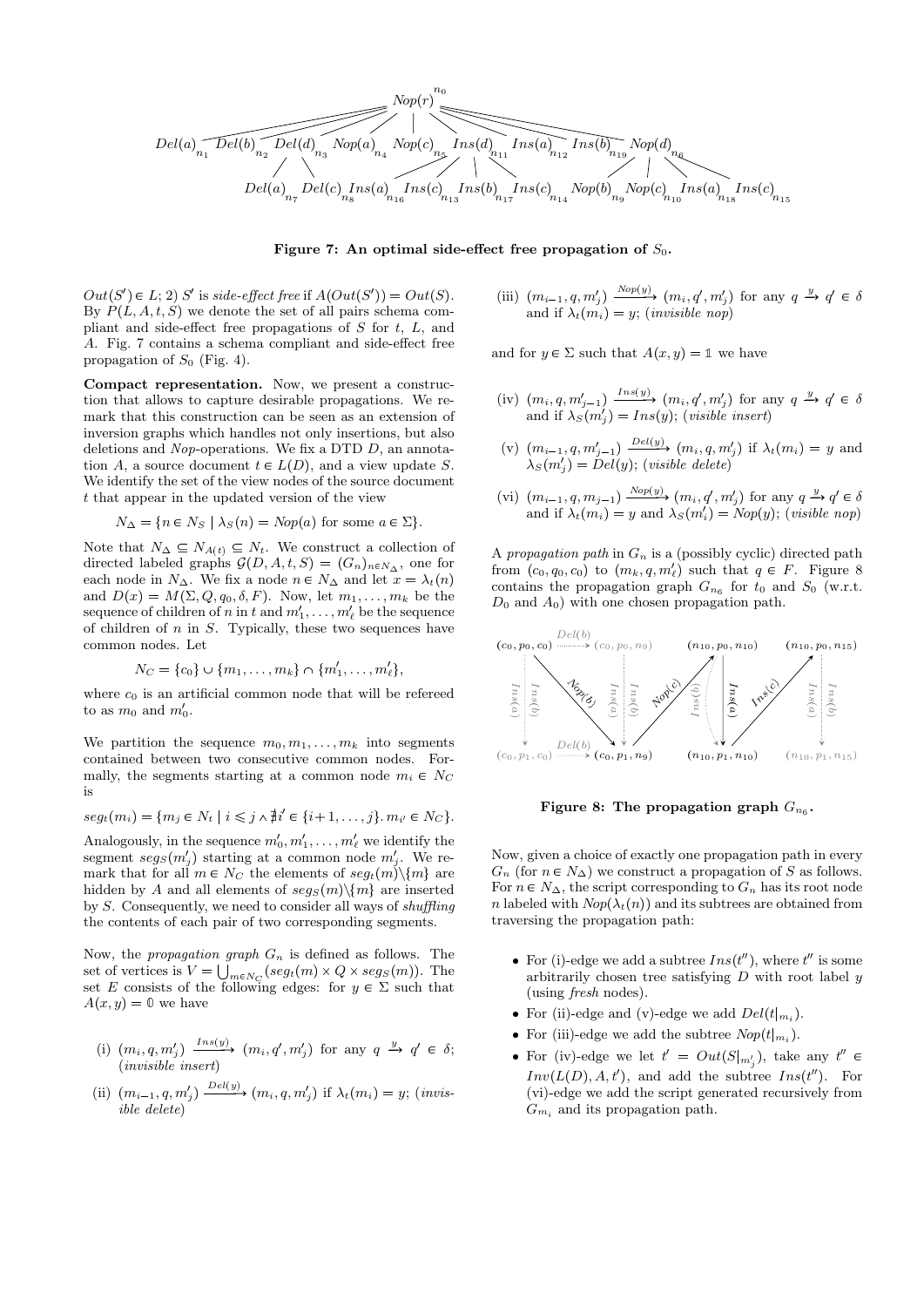**Figure 7: An optimal side-effect free propagation of $S_0$.**

$Out(S') \in L$; 2) $S'$ is *side-effect free* if $A(Out(S')) = Out(S)$. By $P(L, A, t, S)$ we denote the set of all pairs schema compliant and side-effect free propagations of $S$ for $t$, $L$, and $A$. Fig. 7 contains a schema compliant and side-effect free propagation of $S_0$ (Fig. 4).

**Compact representation.** Now, we present a construction that allows to capture desirable propagations. We remark that this construction can be seen as an extension of inversion graphs which handles not only insertions, but also deletions and *Nop*-operations. We fix a DTD $D$, an annotation $A$, a source document $t \in L(D)$, and a view update $S$. We identify the set of the view nodes of the source document $t$ that appear in the updated version of the view

$$N_\Delta = \{n \in N_S \mid \lambda_S(n) = Nop(a) \text{ for some } a \in \Sigma\}.$$

Note that $N_\Delta \subseteq N_{A(t)} \subseteq N_t$. We construct a collection of directed labeled graphs $\mathcal{G}(D, A, t, S) = (G_n)_{n \in N_\Delta}$, one for each node in $N_\Delta$. We fix a node $n \in N_\Delta$ and let $x = \lambda_t(n)$ and $D(x) = M(\Sigma, Q, q_0, \delta, F)$. Now, let $m_1, \ldots, m_k$ be the sequence of children of $n$ in $t$ and $m'_1, \ldots, m'_\ell$ be the sequence of children of $n$ in $S$. Typically, these two sequences have common nodes. Let

$$N_C = \{c_0\} \cup \{m_1, \ldots, m_k\} \cap \{m'_1, \ldots, m'_\ell\},$$

where $c_0$ is an artificial common node that will be refereed to as $m_0$ and $m'_0$.

We partition the sequence $m_0, m_1, \ldots, m_k$ into segments contained between two consecutive common nodes. Formally, the segments starting at a common node $m_i \in N_C$ is

$$seg_t(m_i) = \{m_j \in N_t \mid i \leqslant j \wedge \nexists i' \in \{i+1, \ldots, j\}.\, m_{i'} \in N_C\}.$$

Analogously, in the sequence $m'_0, m'_1, \ldots, m'_\ell$ we identify the segment $seg_S(m'_j)$ starting at a common node $m'_j$. We remark that for all $m \in N_C$ the elements of $seg_t(m)\backslash\{m\}$ are hidden by $A$ and all elements of $seg_S(m)\backslash\{m\}$ are inserted by $S$. Consequently, we need to consider all ways of *shuffling* the contents of each pair of two corresponding segments.

Now, the *propagation graph* $G_n$ is defined as follows. The set of vertices is $V = \bigcup_{m \in N_C}(seg_t(m) \times Q \times seg_S(m))$. The set $E$ consists of the following edges: for $y \in \Sigma$ such that $A(x, y) = \mathbb{0}$ we have

(i) $(m_i, q, m'_j) \xrightarrow{Ins(y)} (m_i, q', m'_j)$ for any $q \xrightarrow{y} q' \in \delta$; (*invisible insert*)

(ii) $(m_{i-1}, q, m'_j) \xrightarrow{Del(y)} (m_i, q, m'_j)$ if $\lambda_t(m_i) = y$; (*invisible delete*)

(iii) $(m_{i-1}, q, m'_j) \xrightarrow{Nop(y)} (m_i, q', m'_j)$ for any $q \xrightarrow{y} q' \in \delta$ and if $\lambda_t(m_i) = y$; (*invisible nop*)

and for $y \in \Sigma$ such that $A(x, y) = \mathbb{1}$ we have

(iv) $(m_i, q, m'_{j-1}) \xrightarrow{Ins(y)} (m_i, q', m'_j)$ for any $q \xrightarrow{y} q' \in \delta$ and if $\lambda_S(m'_j) = Ins(y)$; (*visible insert*)

(v) $(m_{i-1}, q, m'_{j-1}) \xrightarrow{Del(y)} (m_i, q, m'_j)$ if $\lambda_t(m_i) = y$ and $\lambda_S(m'_j) = Del(y)$; (*visible delete*)

(vi) $(m_{i-1}, q, m_{j-1}) \xrightarrow{Nop(y)} (m_i, q', m'_j)$ for any $q \xrightarrow{y} q' \in \delta$ and if $\lambda_t(m_i) = y$ and $\lambda_S(m'_i) = Nop(y)$; (*visible nop*)

A *propagation path* in $G_n$ is a (possibly cyclic) directed path from $(c_0, q_0, c_0)$ to $(m_k, q, m'_\ell)$ such that $q \in F$. Figure 8 contains the propagation graph $G_{n_6}$ for $t_0$ and $S_0$ (w.r.t. $D_0$ and $A_0$) with one chosen propagation path.

**Figure 8: The propagation graph $G_{n_6}$.**

Now, given a choice of exactly one propagation path in every $G_n$ (for $n \in N_\Delta$) we construct a propagation of $S$ as follows. For $n \in N_\Delta$, the script corresponding to $G_n$ has its root node $n$ labeled with $Nop(\lambda_t(n))$ and its subtrees are obtained from traversing the propagation path:

- For (i)-edge we add a subtree $Ins(t'')$, where $t''$ is some arbitrarily chosen tree satisfying $D$ with root label $y$ (using *fresh* nodes).
- For (ii)-edge and (v)-edge we add $Del(t|_{m_i})$.
- For (iii)-edge we add the subtree $Nop(t|_{m_i})$.
- For (iv)-edge we let $t' = Out(S|_{m'_j})$, take any $t'' \in Inv(L(D), A, t')$, and add the subtree $Ins(t'')$. For (vi)-edge we add the script generated recursively from $G_{m_i}$ and its propagation path.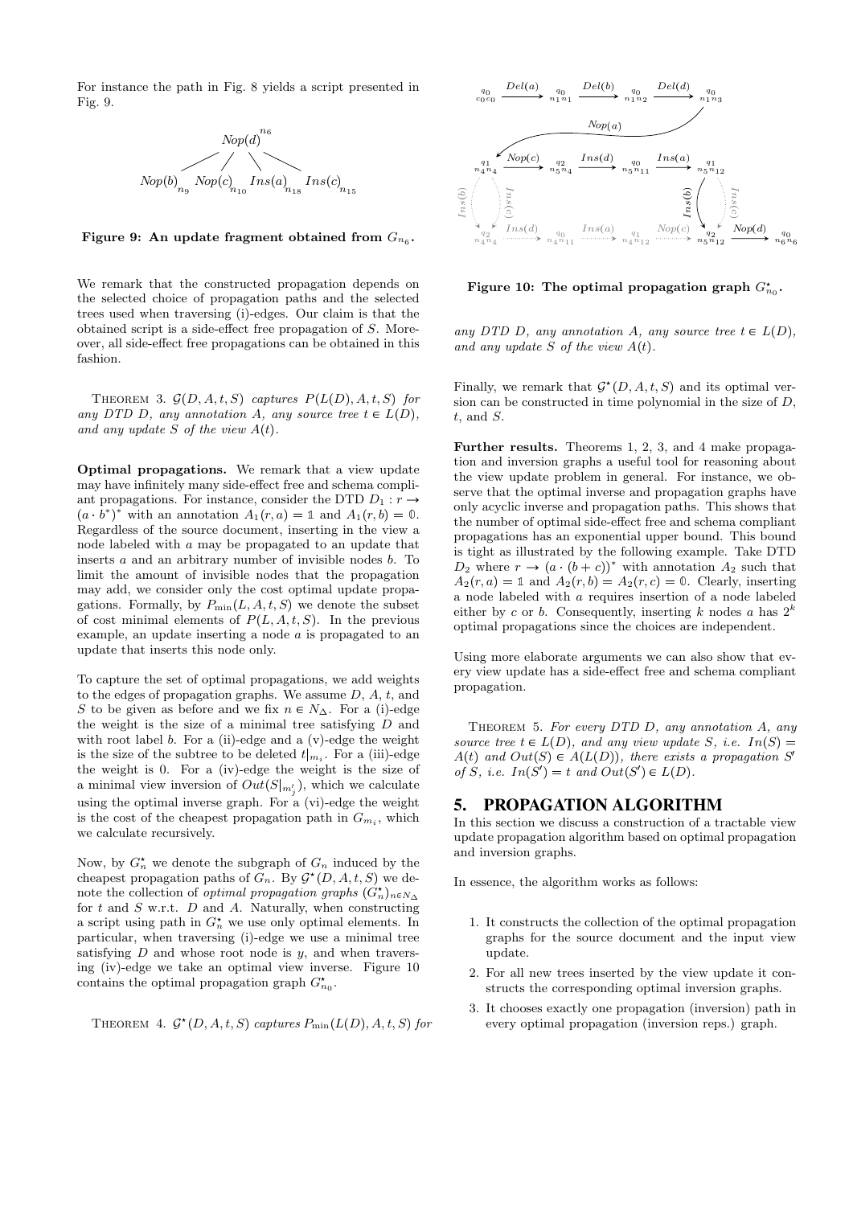For instance the path in Fig. 8 yields a script presented in Fig. 9.

**Figure 9: An update fragment obtained from $G_{n_6}$.**

We remark that the constructed propagation depends on the selected choice of propagation paths and the selected trees used when traversing (i)-edges. Our claim is that the obtained script is a side-effect free propagation of $S$. Moreover, all side-effect free propagations can be obtained in this fashion.

THEOREM 3. *$\mathcal{G}(D, A, t, S)$ captures $P(L(D), A, t, S)$ for any DTD $D$, any annotation $A$, any source tree $t \in L(D)$, and any update $S$ of the view $A(t)$.*

**Optimal propagations.** We remark that a view update may have infinitely many side-effect free and schema compliant propagations. For instance, consider the DTD $D_1 : r \to (a \cdot b^*)^*$ with an annotation $A_1(r, a) = \mathbb{1}$ and $A_1(r, b) = \mathbb{0}$. Regardless of the source document, inserting in the view a node labeled with $a$ may be propagated to an update that inserts $a$ and an arbitrary number of invisible nodes $b$. To limit the amount of invisible nodes that the propagation may add, we consider only the cost optimal update propagations. Formally, by $P_{\min}(L, A, t, S)$ we denote the subset of cost minimal elements of $P(L, A, t, S)$. In the previous example, an update inserting a node $a$ is propagated to an update that inserts this node only.

To capture the set of optimal propagations, we add weights to the edges of propagation graphs. We assume $D$, $A$, $t$, and $S$ to be given as before and we fix $n \in N_\Delta$. For a (i)-edge the weight is the size of a minimal tree satisfying $D$ and with root label $b$. For a (ii)-edge and a (v)-edge the weight is the size of the subtree to be deleted $t|_{m_i}$. For a (iii)-edge the weight is 0. For a (iv)-edge the weight is the size of a minimal view inversion of $Out(S|_{m'_j})$, which we calculate using the optimal inverse graph. For a (vi)-edge the weight is the cost of the cheapest propagation path in $G_{m_i}$, which we calculate recursively.

Now, by $G^\star_n$ we denote the subgraph of $G_n$ induced by the cheapest propagation paths of $G_n$. By $\mathcal{G}^\star(D, A, t, S)$ we denote the collection of *optimal propagation graphs* $(G^\star_n)_{n \in N_\Delta}$ for $t$ and $S$ w.r.t. $D$ and $A$. Naturally, when constructing a script using path in $G^\star_n$ we use only optimal elements. In particular, when traversing (i)-edge we use a minimal tree satisfying $D$ and whose root node is $y$, and when traversing (iv)-edge we take an optimal view inverse. Figure 10 contains the optimal propagation graph $G^\star_{n_0}$.

THEOREM 4. *$\mathcal{G}^\star(D, A, t, S)$ captures $P_{\min}(L(D), A, t, S)$ for any DTD $D$, any annotation $A$, any source tree $t \in L(D)$, and any update $S$ of the view $A(t)$.*

**Figure 10: The optimal propagation graph $G^\star_{n_0}$.**

Finally, we remark that $\mathcal{G}^\star(D, A, t, S)$ and its optimal version can be constructed in time polynomial in the size of $D$, $t$, and $S$.

**Further results.** Theorems 1, 2, 3, and 4 make propagation and inversion graphs a useful tool for reasoning about the view update problem in general. For instance, we observe that the optimal inverse and propagation graphs have only acyclic inverse and propagation paths. This shows that the number of optimal side-effect free and schema compliant propagations has an exponential upper bound. This bound is tight as illustrated by the following example. Take DTD $D_2$ where $r \to (a \cdot (b + c))^*$ with annotation $A_2$ such that $A_2(r, a) = \mathbb{1}$ and $A_2(r, b) = A_2(r, c) = \mathbb{0}$. Clearly, inserting a node labeled with $a$ requires insertion of a node labeled either by $c$ or $b$. Consequently, inserting $k$ nodes $a$ has $2^k$ optimal propagations since the choices are independent.

Using more elaborate arguments we can also show that every view update has a side-effect free and schema compliant propagation.

THEOREM 5. *For every DTD $D$, any annotation $A$, any source tree $t \in L(D)$, and any view update $S$, i.e. $In(S) = A(t)$ and $Out(S) \in A(L(D))$, there exists a propagation $S'$ of $S$, i.e. $In(S') = t$ and $Out(S') \in L(D)$.*

## 5. PROPAGATION ALGORITHM

In this section we discuss a construction of a tractable view update propagation algorithm based on optimal propagation and inversion graphs.

In essence, the algorithm works as follows:

1. It constructs the collection of the optimal propagation graphs for the source document and the input view update.
2. For all new trees inserted by the view update it constructs the corresponding optimal inversion graphs.
3. It chooses exactly one propagation (inversion) path in every optimal propagation (inversion reps.) graph.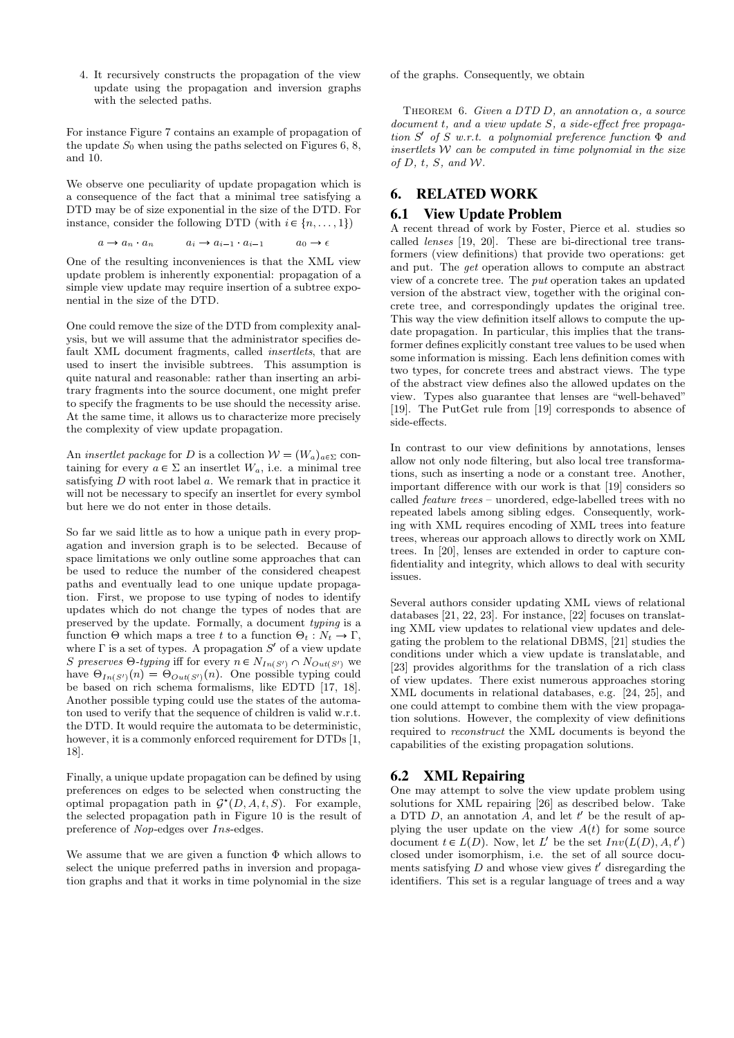4. It recursively constructs the propagation of the view update using the propagation and inversion graphs with the selected paths.

For instance Figure 7 contains an example of propagation of the update $S_0$ when using the paths selected on Figures 6, 8, and 10.

We observe one peculiarity of update propagation which is a consequence of the fact that a minimal tree satisfying a DTD may be of size exponential in the size of the DTD. For instance, consider the following DTD (with $i \in \{n, \ldots, 1\}$)

$$a \to a_n \cdot a_n \qquad a_i \to a_{i-1} \cdot a_{i-1} \qquad a_0 \to \epsilon$$

One of the resulting inconveniences is that the XML view update problem is inherently exponential: propagation of a simple view update may require insertion of a subtree exponential in the size of the DTD.

One could remove the size of the DTD from complexity analysis, but we will assume that the administrator specifies default XML document fragments, called *insertlets*, that are used to insert the invisible subtrees. This assumption is quite natural and reasonable: rather than inserting an arbitrary fragments into the source document, one might prefer to specify the fragments to be use should the necessity arise. At the same time, it allows us to characterize more precisely the complexity of view update propagation.

An *insertlet package* for $D$ is a collection $\mathcal{W} = (W_a)_{a \in \Sigma}$ containing for every $a \in \Sigma$ an insertlet $W_a$, i.e. a minimal tree satisfying $D$ with root label $a$. We remark that in practice it will not be necessary to specify an insertlet for every symbol but here we do not enter in those details.

So far we said little as to how a unique path in every propagation and inversion graph is to be selected. Because of space limitations we only outline some approaches that can be used to reduce the number of the considered cheapest paths and eventually lead to one unique update propagation. First, we propose to use typing of nodes to identify updates which do not change the types of nodes that are preserved by the update. Formally, a document *typing* is a function $\Theta$ which maps a tree $t$ to a function $\Theta_t : N_t \to \Gamma$, where $\Gamma$ is a set of types. A propagation $S'$ of a view update $S$ *preserves* $\Theta$*-typing* iff for every $n \in N_{In(S')} \cap N_{Out(S')}$ we have $\Theta_{In(S')}(n) = \Theta_{Out(S')}(n)$. One possible typing could be based on rich schema formalisms, like EDTD [17, 18]. Another possible typing could use the states of the automaton used to verify that the sequence of children is valid w.r.t. the DTD. It would require the automata to be deterministic, however, it is a commonly enforced requirement for DTDs [1, 18].

Finally, a unique update propagation can be defined by using preferences on edges to be selected when constructing the optimal propagation path in $\mathcal{G}^\star(D, A, t, S)$. For example, the selected propagation path in Figure 10 is the result of preference of *Nop*-edges over *Ins*-edges.

We assume that we are given a function $\Phi$ which allows to select the unique preferred paths in inversion and propagation graphs and that it works in time polynomial in the size of the graphs. Consequently, we obtain

Theorem 6. *Given a DTD $D$, an annotation $\alpha$, a source document $t$, and a view update $S$, a side-effect free propagation $S'$ of $S$ w.r.t. a polynomial preference function $\Phi$ and insertlets $\mathcal{W}$ can be computed in time polynomial in the size of $D$, $t$, $S$, and $\mathcal{W}$.*

# 6. RELATED WORK

## 6.1 View Update Problem

A recent thread of work by Foster, Pierce et al. studies so called *lenses* [19, 20]. These are bi-directional tree transformers (view definitions) that provide two operations: get and put. The *get* operation allows to compute an abstract view of a concrete tree. The *put* operation takes an updated version of the abstract view, together with the original concrete tree, and correspondingly updates the original tree. This way the view definition itself allows to compute the update propagation. In particular, this implies that the transformer defines explicitly constant tree values to be used when some information is missing. Each lens definition comes with two types, for concrete trees and abstract views. The type of the abstract view defines also the allowed updates on the view. Types also guarantee that lenses are "well-behaved" [19]. The PutGet rule from [19] corresponds to absence of side-effects.

In contrast to our view definitions by annotations, lenses allow not only node filtering, but also local tree transformations, such as inserting a node or a constant tree. Another, important difference with our work is that [19] considers so called *feature trees* – unordered, edge-labelled trees with no repeated labels among sibling edges. Consequently, working with XML requires encoding of XML trees into feature trees, whereas our approach allows to directly work on XML trees. In [20], lenses are extended in order to capture confidentiality and integrity, which allows to deal with security issues.

Several authors consider updating XML views of relational databases [21, 22, 23]. For instance, [22] focuses on translating XML view updates to relational view updates and delegating the problem to the relational DBMS, [21] studies the conditions under which a view update is translatable, and [23] provides algorithms for the translation of a rich class of view updates. There exist numerous approaches storing XML documents in relational databases, e.g. [24, 25], and one could attempt to combine them with the view propagation solutions. However, the complexity of view definitions required to *reconstruct* the XML documents is beyond the capabilities of the existing propagation solutions.

## 6.2 XML Repairing

One may attempt to solve the view update problem using solutions for XML repairing [26] as described below. Take a DTD $D$, an annotation $A$, and let $t'$ be the result of applying the user update on the view $A(t)$ for some source document $t \in L(D)$. Now, let $L'$ be the set $Inv(L(D), A, t')$ closed under isomorphism, i.e. the set of all source documents satisfying $D$ and whose view gives $t'$ disregarding the identifiers. This set is a regular language of trees and a way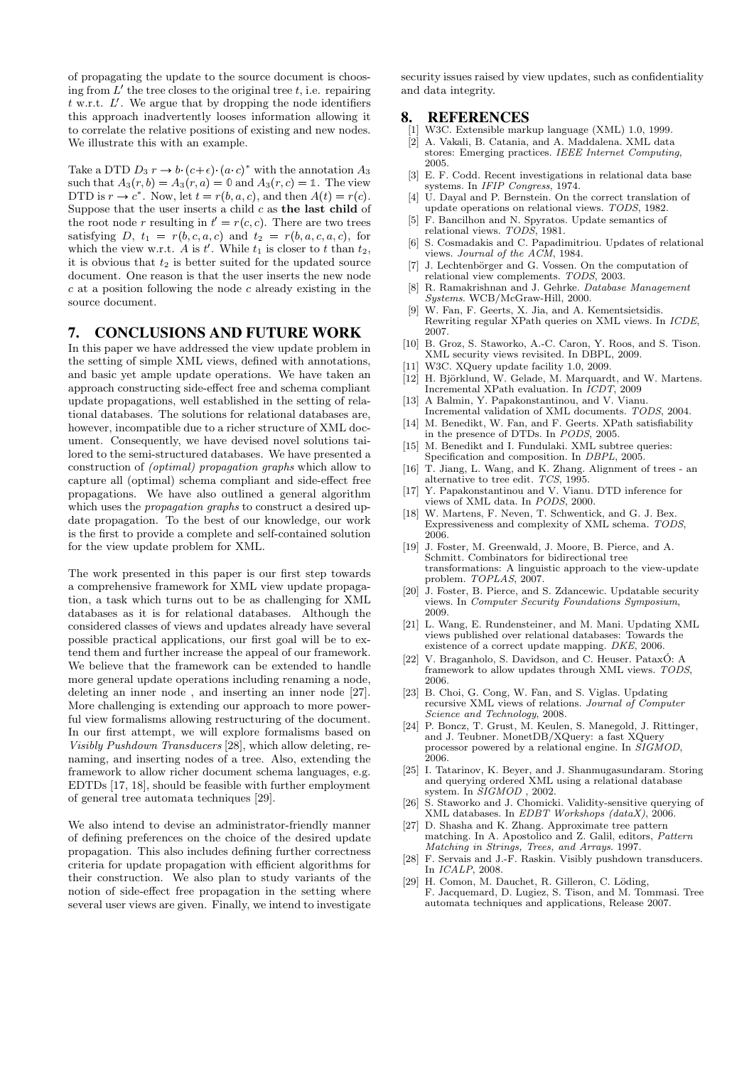of propagating the update to the source document is choosing from $L'$ the tree closes to the original tree $t$, i.e. repairing $t$ w.r.t. $L'$. We argue that by dropping the node identifiers this approach inadvertently looses information allowing it to correlate the relative positions of existing and new nodes. We illustrate this with an example.

Take a DTD $D_3$ $r \rightarrow b \cdot (c + \epsilon) \cdot (a \cdot c)^*$ with the annotation $A_3$ such that $A_3(r, b) = A_3(r, a) = \mathbb{0}$ and $A_3(r, c) = \mathbb{1}$. The view DTD is $r \rightarrow c^*$. Now, let $t = r(b, a, c)$, and then $A(t) = r(c)$. Suppose that the user inserts a child $c$ as **the last child** of the root node $r$ resulting in $t' = r(c, c)$. There are two trees satisfying $D$, $t_1 = r(b, c, a, c)$ and $t_2 = r(b, a, c, a, c)$, for which the view w.r.t. $A$ is $t'$. While $t_1$ is closer to $t$ than $t_2$, it is obvious that $t_2$ is better suited for the updated source document. One reason is that the user inserts the new node $c$ at a position following the node $c$ already existing in the source document.

## 7. CONCLUSIONS AND FUTURE WORK

In this paper we have addressed the view update problem in the setting of simple XML views, defined with annotations, and basic yet ample update operations. We have taken an approach constructing side-effect free and schema compliant update propagations, well established in the setting of relational databases. The solutions for relational databases are, however, incompatible due to a richer structure of XML document. Consequently, we have devised novel solutions tailored to the semi-structured databases. We have presented a construction of *(optimal) propagation graphs* which allow to capture all (optimal) schema compliant and side-effect free propagations. We have also outlined a general algorithm which uses the *propagation graphs* to construct a desired update propagation. To the best of our knowledge, our work is the first to provide a complete and self-contained solution for the view update problem for XML.

The work presented in this paper is our first step towards a comprehensive framework for XML view update propagation, a task which turns out to be as challenging for XML databases as it is for relational databases. Although the considered classes of views and updates already have several possible practical applications, our first goal will be to extend them and further increase the appeal of our framework. We believe that the framework can be extended to handle more general update operations including renaming a node, deleting an inner node , and inserting an inner node [27]. More challenging is extending our approach to more powerful view formalisms allowing restructuring of the document. In our first attempt, we will explore formalisms based on *Visibly Pushdown Transducers* [28], which allow deleting, renaming, and inserting nodes of a tree. Also, extending the framework to allow richer document schema languages, e.g. EDTDs [17, 18], should be feasible with further employment of general tree automata techniques [29].

We also intend to devise an administrator-friendly manner of defining preferences on the choice of the desired update propagation. This also includes defining further correctness criteria for update propagation with efficient algorithms for their construction. We also plan to study variants of the notion of side-effect free propagation in the setting where several user views are given. Finally, we intend to investigate security issues raised by view updates, such as confidentiality and data integrity.

## 8. REFERENCES

[1] W3C. Extensible markup language (XML) 1.0, 1999.

[2] A. Vakali, B. Catania, and A. Maddalena. XML data stores: Emerging practices. *IEEE Internet Computing*, 2005.

[3] E. F. Codd. Recent investigations in relational data base systems. In *IFIP Congress*, 1974.

[4] U. Dayal and P. Bernstein. On the correct translation of update operations on relational views. *TODS*, 1982.

[5] F. Bancilhon and N. Spyratos. Update semantics of relational views. *TODS*, 1981.

[6] S. Cosmadakis and C. Papadimitriou. Updates of relational views. *Journal of the ACM*, 1984.

[7] J. Lechtenbörger and G. Vossen. On the computation of relational view complements. *TODS*, 2003.

[8] R. Ramakrishnan and J. Gehrke. *Database Management Systems*. WCB/McGraw-Hill, 2000.

[9] W. Fan, F. Geerts, X. Jia, and A. Kementsietsidis. Rewriting regular XPath queries on XML views. In *ICDE*, 2007.

[10] B. Groz, S. Staworko, A.-C. Caron, Y. Roos, and S. Tison. XML security views revisited. In DBPL, 2009.

[11] W3C. XQuery update facility 1.0, 2009.

[12] H. Björklund, W. Gelade, M. Marquardt, and W. Martens. Incremental XPath evaluation. In *ICDT*, 2009

[13] A Balmin, Y. Papakonstantinou, and V. Vianu. Incremental validation of XML documents. *TODS*, 2004.

[14] M. Benedikt, W. Fan, and F. Geerts. XPath satisfiability in the presence of DTDs. In *PODS*, 2005.

[15] M. Benedikt and I. Fundulaki. XML subtree queries: Specification and composition. In *DBPL*, 2005.

[16] T. Jiang, L. Wang, and K. Zhang. Alignment of trees - an alternative to tree edit. *TCS*, 1995.

[17] Y. Papakonstantinou and V. Vianu. DTD inference for views of XML data. In *PODS*, 2000.

[18] W. Martens, F. Neven, T. Schwentick, and G. J. Bex. Expressiveness and complexity of XML schema. *TODS*, 2006.

[19] J. Foster, M. Greenwald, J. Moore, B. Pierce, and A. Schmitt. Combinators for bidirectional tree transformations: A linguistic approach to the view-update problem. *TOPLAS*, 2007.

[20] J. Foster, B. Pierce, and S. Zdancewic. Updatable security views. In *Computer Security Foundations Symposium*, 2009.

[21] L. Wang, E. Rundensteiner, and M. Mani. Updating XML views published over relational databases: Towards the existence of a correct update mapping. *DKE*, 2006.

[22] V. Braganholo, S. Davidson, and C. Heuser. PataxÓ: A framework to allow updates through XML views. *TODS*, 2006.

[23] B. Choi, G. Cong, W. Fan, and S. Viglas. Updating recursive XML views of relations. *Journal of Computer Science and Technology*, 2008.

[24] P. Boncz, T. Grust, M. Keulen, S. Manegold, J. Rittinger, and J. Teubner. MonetDB/XQuery: a fast XQuery processor powered by a relational engine. In *SIGMOD*, 2006.

[25] I. Tatarinov, K. Beyer, and J. Shanmugasundaram. Storing and querying ordered XML using a relational database system. In *SIGMOD* , 2002.

[26] S. Staworko and J. Chomicki. Validity-sensitive querying of XML databases. In *EDBT Workshops (dataX)*, 2006.

[27] D. Shasha and K. Zhang. Approximate tree pattern matching. In A. Apostolico and Z. Galil, editors, *Pattern Matching in Strings, Trees, and Arrays.* 1997.

[28] F. Servais and J.-F. Raskin. Visibly pushdown transducers. In *ICALP*, 2008.

[29] H. Comon, M. Dauchet, R. Gilleron, C. Löding, F. Jacquemard, D. Lugiez, S. Tison, and M. Tommasi. Tree automata techniques and applications, Release 2007.